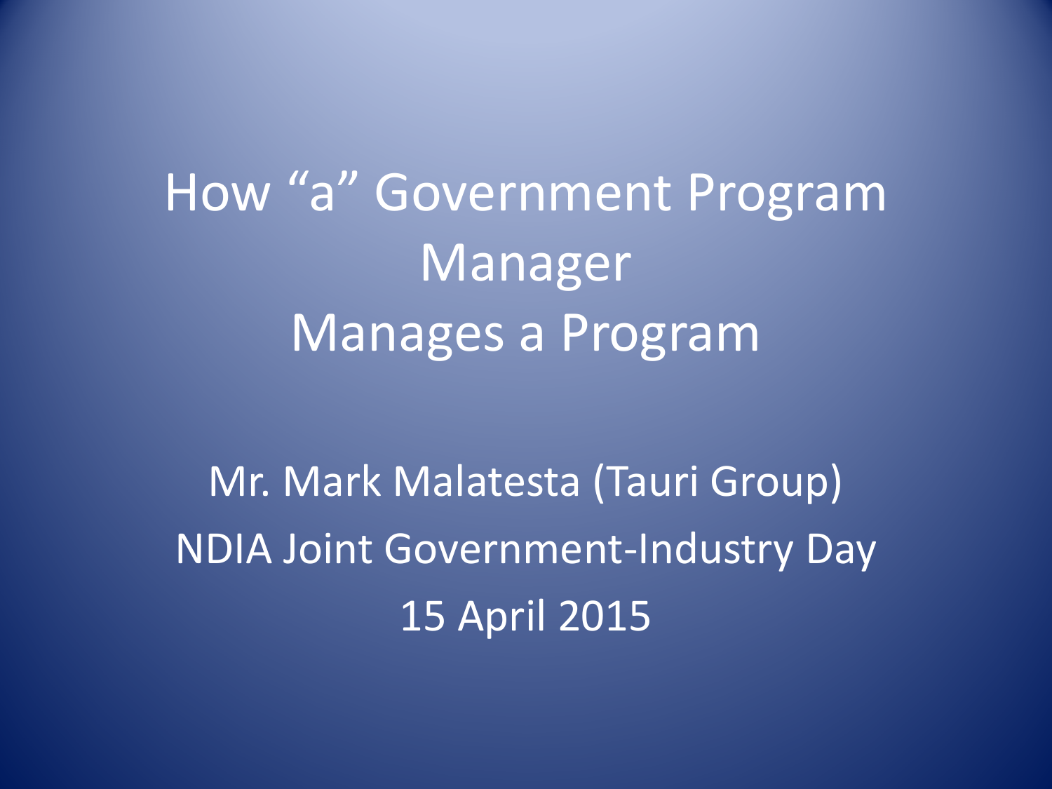# How “a” Government Program Manager Manages a Program

Mr. Mark Malatesta (Tauri Group)

NDIA Joint Government-Industry Day

15 April 2015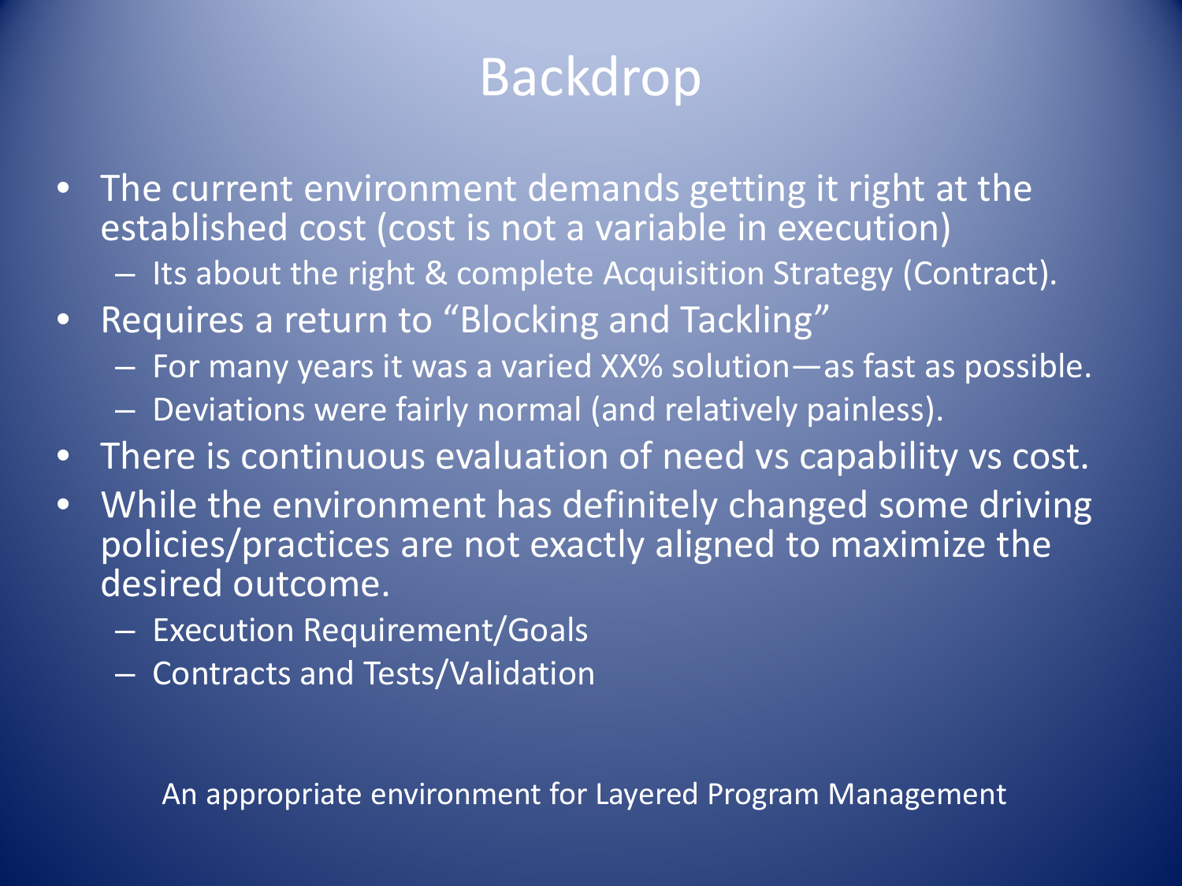# Backdrop

- The current environment demands getting it right at the established cost (cost is not a variable in execution)
  - Its about the right & complete Acquisition Strategy (Contract).
- Requires a return to "Blocking and Tackling"
  - For many years it was a varied XX% solution—as fast as possible.
  - Deviations were fairly normal (and relatively painless).
- There is continuous evaluation of need vs capability vs cost.
- While the environment has definitely changed some driving policies/practices are not exactly aligned to maximize the desired outcome.
  - Execution Requirement/Goals
  - Contracts and Tests/Validation

An appropriate environment for Layered Program Management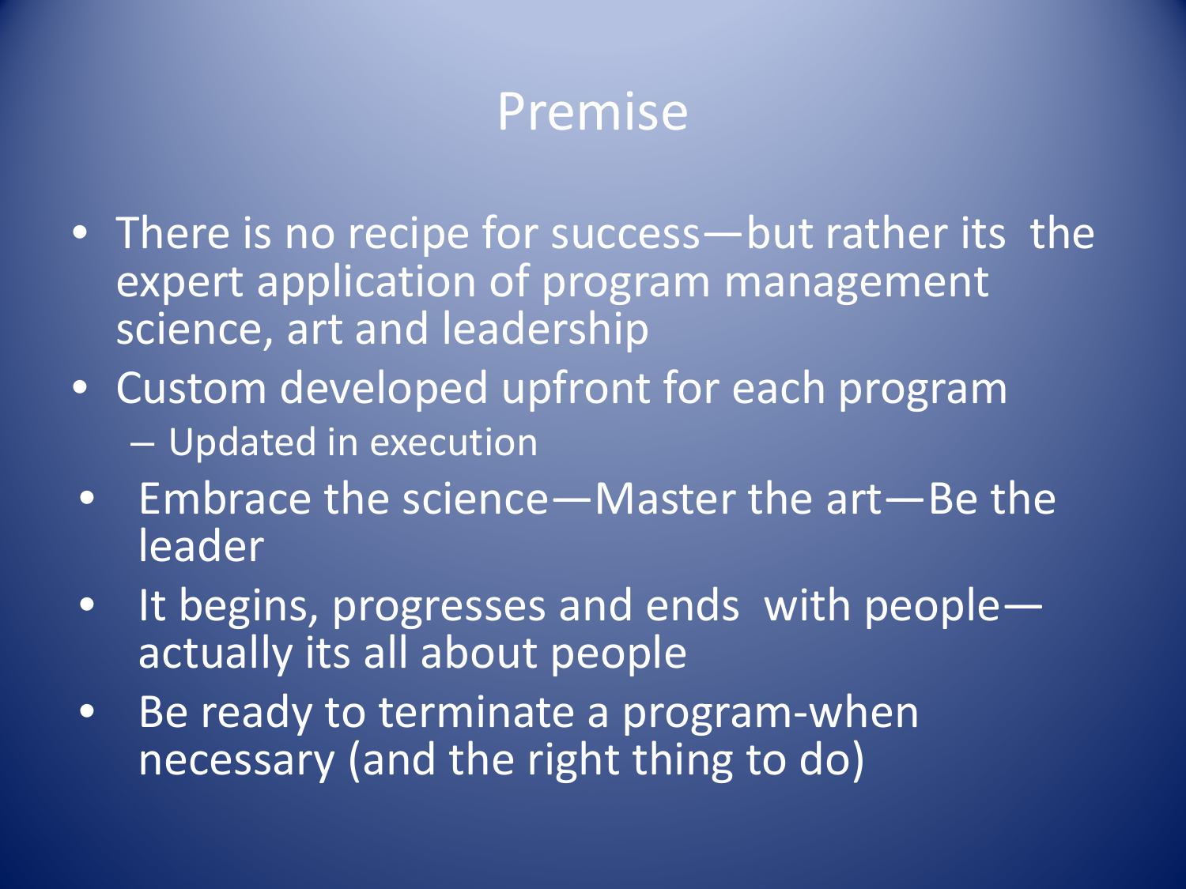# Premise

- There is no recipe for success—but rather its  the expert application of program management science, art and leadership
- Custom developed upfront for each program
  - Updated in execution
- Embrace the science—Master the art—Be the leader
- It begins, progresses and ends  with people—actually its all about people
- Be ready to terminate a program-when necessary (and the right thing to do)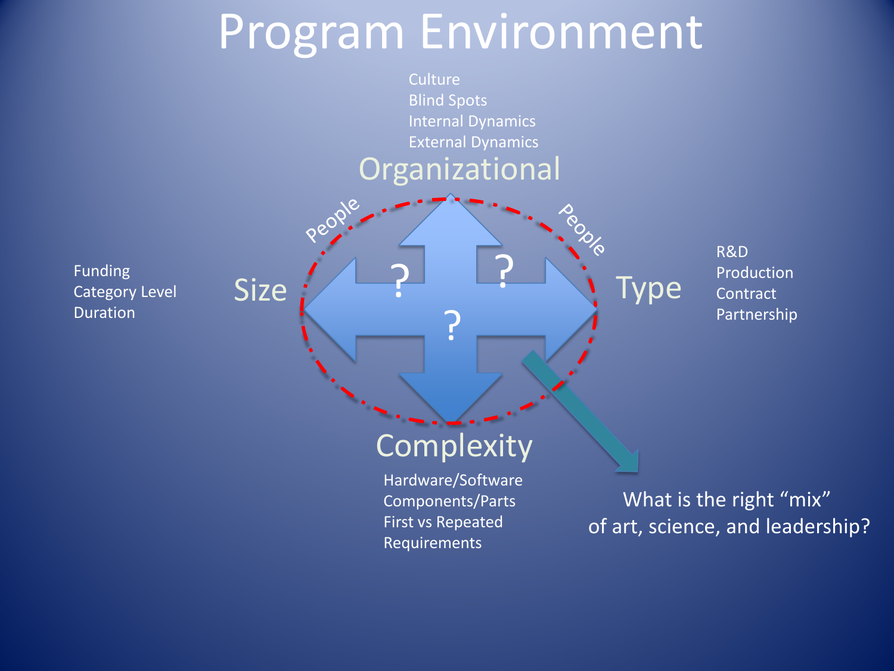# Program Environment

## Organizational

- Culture
- Blind Spots
- Internal Dynamics
- External Dynamics

## Size

- Funding
- Category Level
- Duration

## Type

- R&D
- Production
- Contract
- Partnership

## Complexity

- Hardware/Software
- Components/Parts
- First vs Repeated
- Requirements

People

People

?

?

?

What is the right “mix” of art, science, and leadership?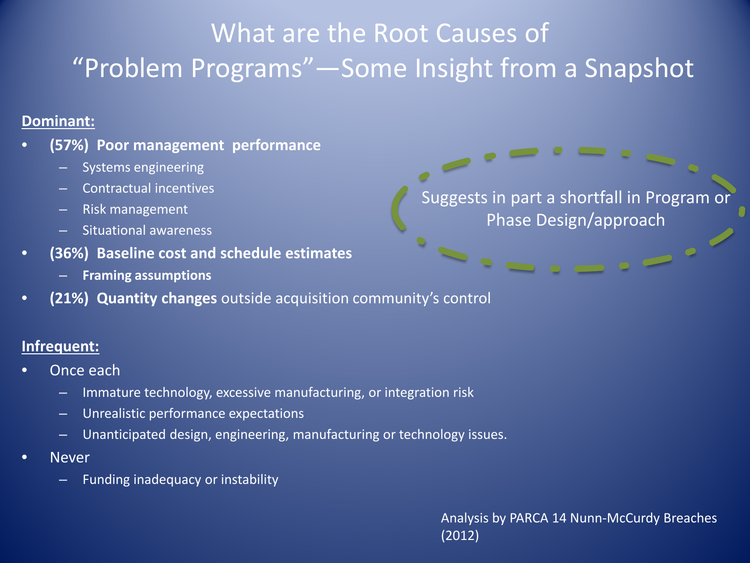# What are the Root Causes of "Problem Programs"—Some Insight from a Snapshot

**Dominant:**

- **(57%) Poor management performance**
  - Systems engineering
  - Contractual incentives
  - Risk management
  - Situational awareness
- **(36%) Baseline cost and schedule estimates**
  - **Framing assumptions**
- **(21%) Quantity changes** outside acquisition community's control

Suggests in part a shortfall in Program or Phase Design/approach

**Infrequent:**

- Once each
  - Immature technology, excessive manufacturing, or integration risk
  - Unrealistic performance expectations
  - Unanticipated design, engineering, manufacturing or technology issues.
- Never
  - Funding inadequacy or instability

Analysis by PARCA 14 Nunn-McCurdy Breaches (2012)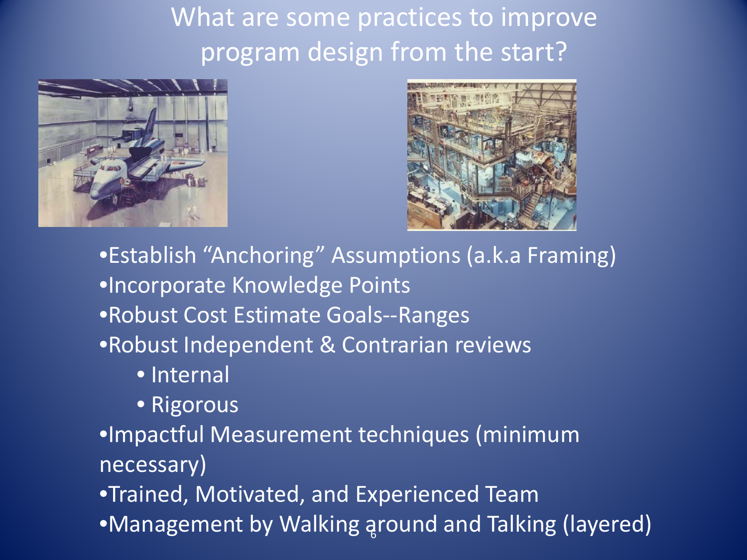# What are some practices to improve program design from the start?

- Establish “Anchoring” Assumptions (a.k.a Framing)
- Incorporate Knowledge Points
- Robust Cost Estimate Goals--Ranges
- Robust Independent & Contrarian reviews
    - Internal
    - Rigorous
- Impactful Measurement techniques (minimum necessary)
- Trained, Motivated, and Experienced Team
- Management by Walking around and Talking (layered)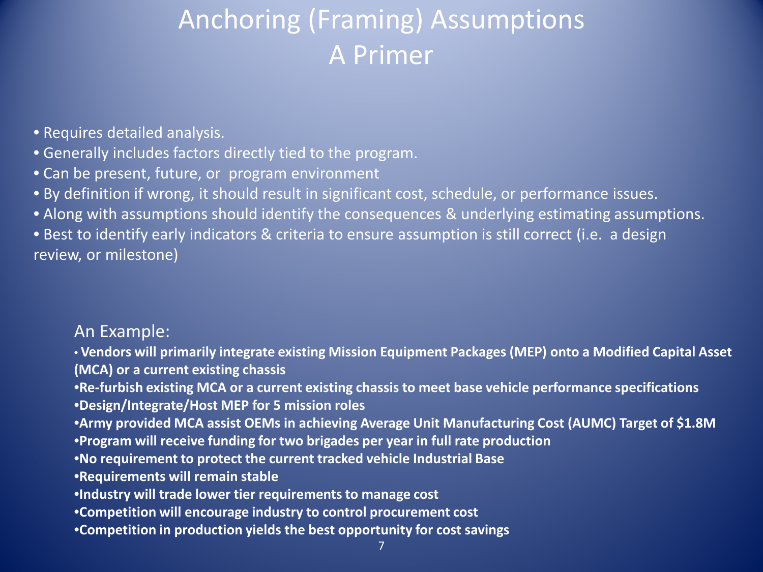# Anchoring (Framing) Assumptions
# A Primer

- Requires detailed analysis.
- Generally includes factors directly tied to the program.
- Can be present, future, or  program environment
- By definition if wrong, it should result in significant cost, schedule, or performance issues.
- Along with assumptions should identify the consequences & underlying estimating assumptions.
- Best to identify early indicators & criteria to ensure assumption is still correct (i.e.  a design review, or milestone)

An Example:

- **Vendors will primarily integrate existing Mission Equipment Packages (MEP) onto a Modified Capital Asset (MCA) or a current existing chassis**
- **Re-furbish existing MCA or a current existing chassis to meet base vehicle performance specifications**
- **Design/Integrate/Host MEP for 5 mission roles**
- **Army provided MCA assist OEMs in achieving Average Unit Manufacturing Cost (AUMC) Target of $1.8M**
- **Program will receive funding for two brigades per year in full rate production**
- **No requirement to protect the current tracked vehicle Industrial Base**
- **Requirements will remain stable**
- **Industry will trade lower tier requirements to manage cost**
- **Competition will encourage industry to control procurement cost**
- **Competition in production yields the best opportunity for cost savings**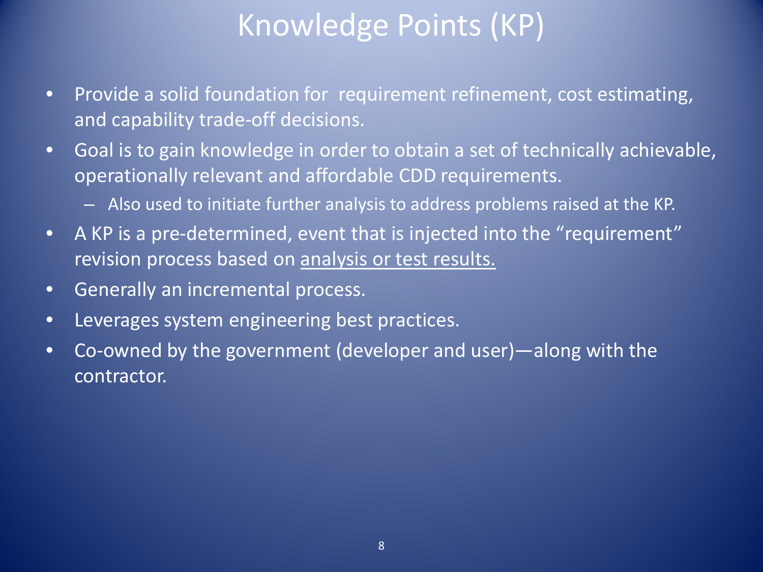# Knowledge Points (KP)

- Provide a solid foundation for requirement refinement, cost estimating, and capability trade-off decisions.
- Goal is to gain knowledge in order to obtain a set of technically achievable, operationally relevant and affordable CDD requirements.
  - Also used to initiate further analysis to address problems raised at the KP.
- A KP is a pre-determined, event that is injected into the "requirement" revision process based on <u>analysis or test results.</u>
- Generally an incremental process.
- Leverages system engineering best practices.
- Co-owned by the government (developer and user)—along with the contractor.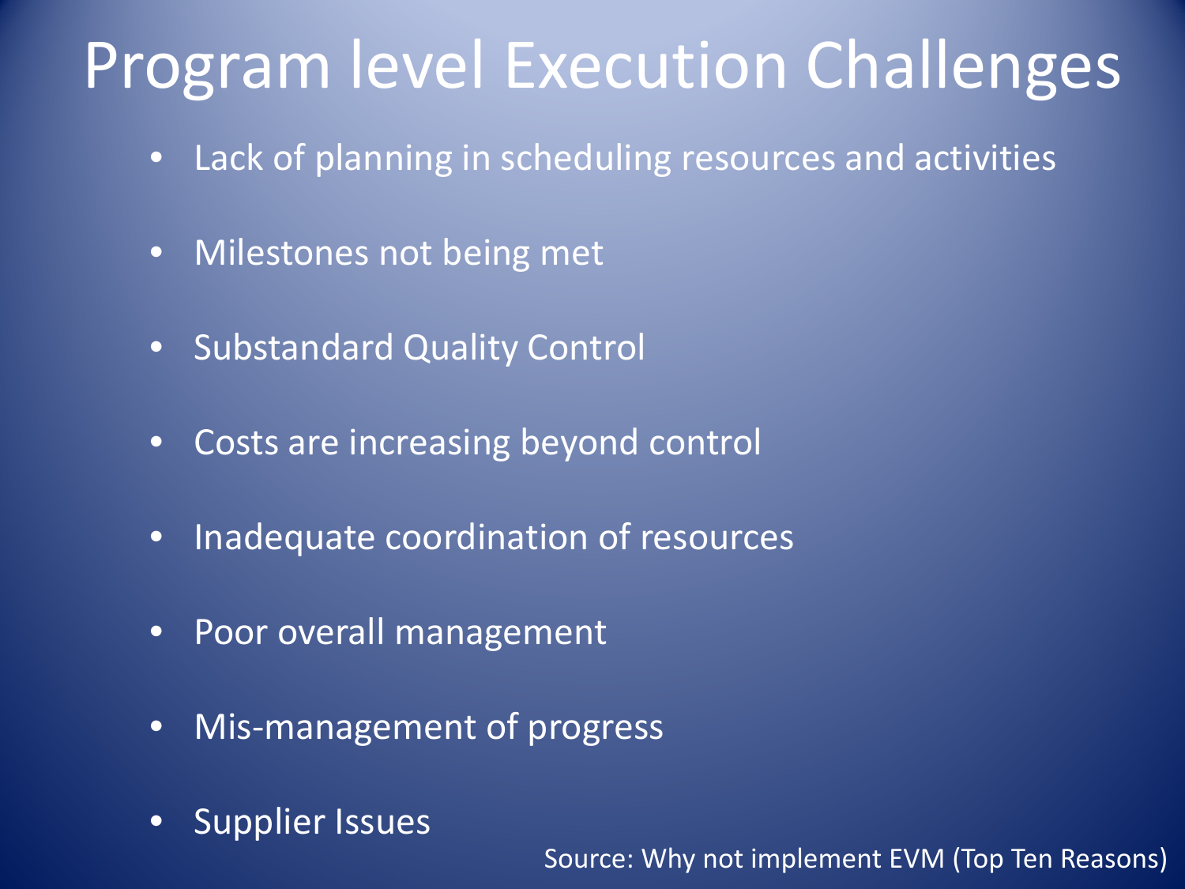# Program level Execution Challenges

- Lack of planning in scheduling resources and activities
- Milestones not being met
- Substandard Quality Control
- Costs are increasing beyond control
- Inadequate coordination of resources
- Poor overall management
- Mis-management of progress
- Supplier Issues

Source: Why not implement EVM (Top Ten Reasons)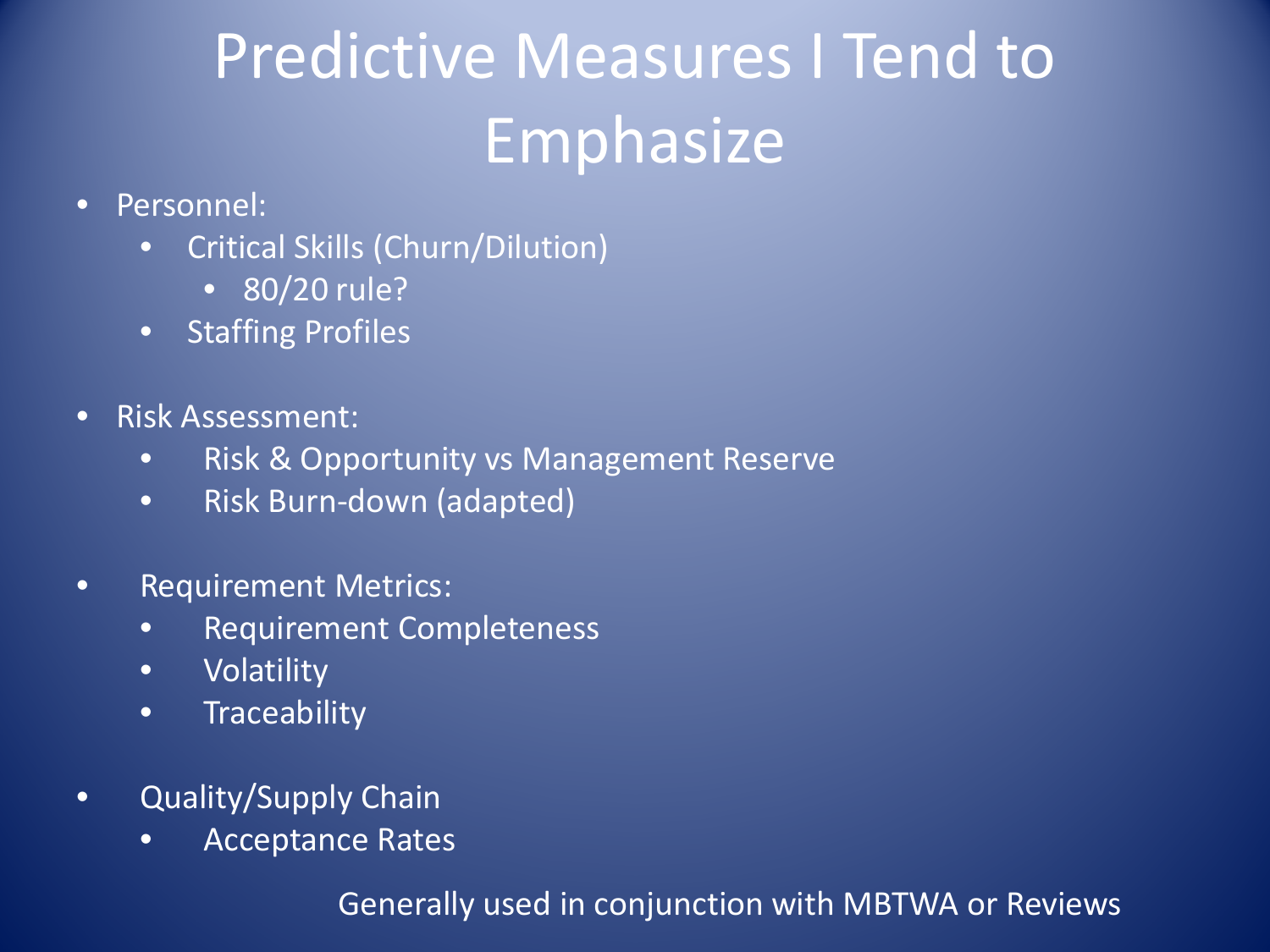# Predictive Measures I Tend to Emphasize

- Personnel:
  - Critical Skills (Churn/Dilution)
    - 80/20 rule?
  - Staffing Profiles
- Risk Assessment:
  - Risk & Opportunity vs Management Reserve
  - Risk Burn-down (adapted)
- Requirement Metrics:
  - Requirement Completeness
  - Volatility
  - Traceability
- Quality/Supply Chain
  - Acceptance Rates

Generally used in conjunction with MBTWA or Reviews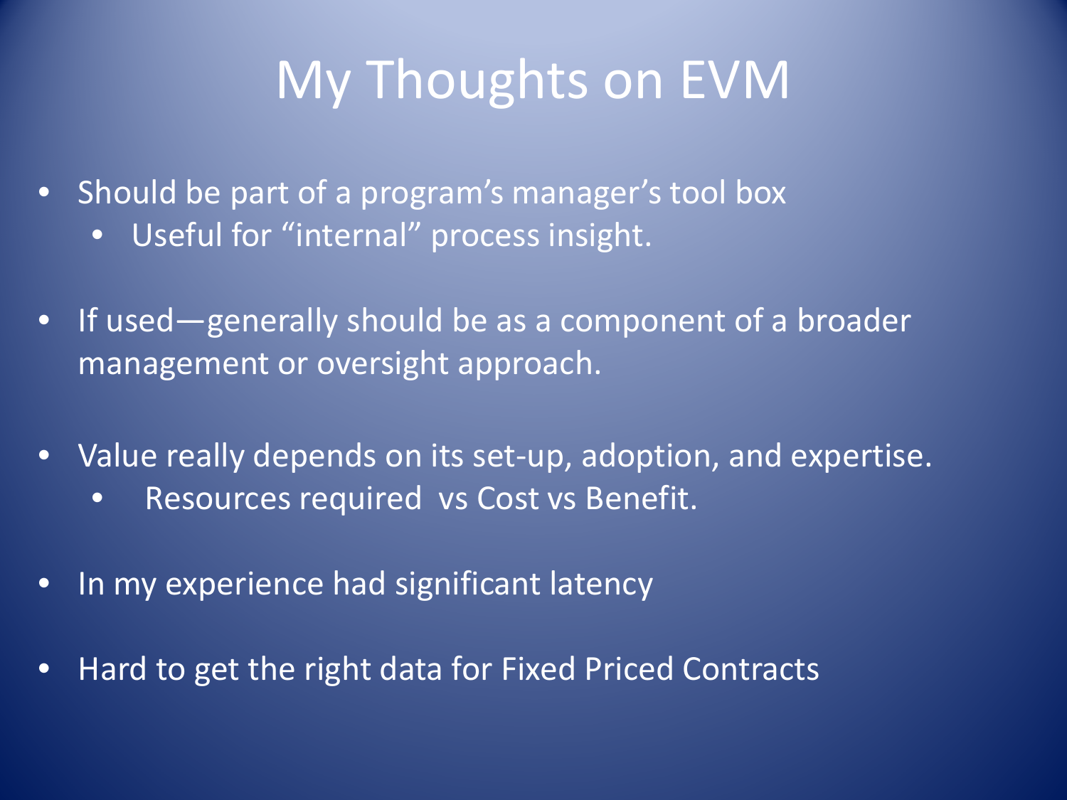# My Thoughts on EVM

- Should be part of a program's manager's tool box
  - Useful for "internal" process insight.
- If used—generally should be as a component of a broader management or oversight approach.
- Value really depends on its set-up, adoption, and expertise.
  - Resources required vs Cost vs Benefit.
- In my experience had significant latency
- Hard to get the right data for Fixed Priced Contracts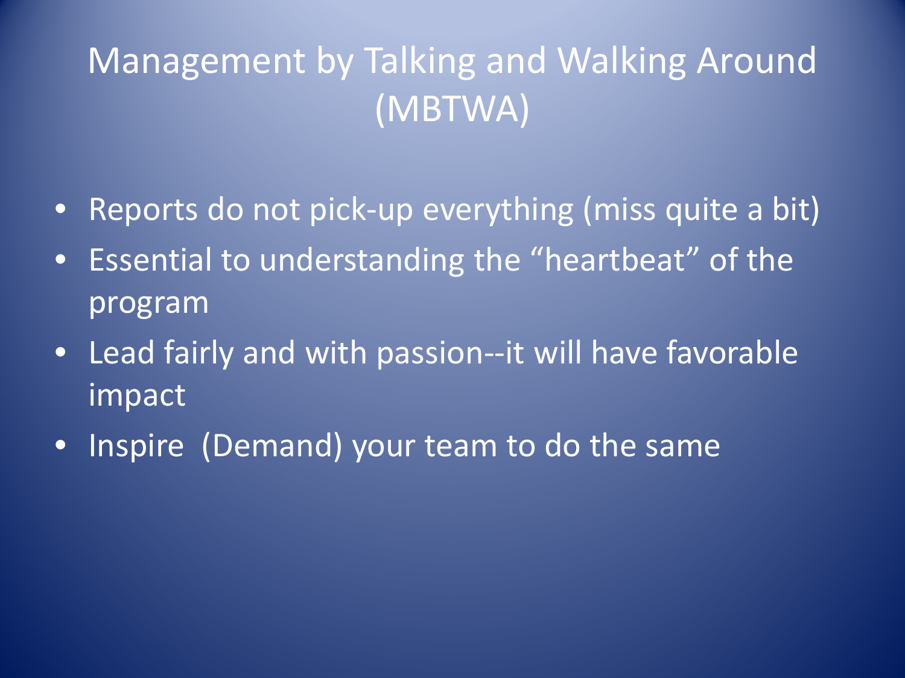# Management by Talking and Walking Around (MBTWA)

- Reports do not pick-up everything (miss quite a bit)
- Essential to understanding the "heartbeat" of the program
- Lead fairly and with passion--it will have favorable impact
- Inspire  (Demand) your team to do the same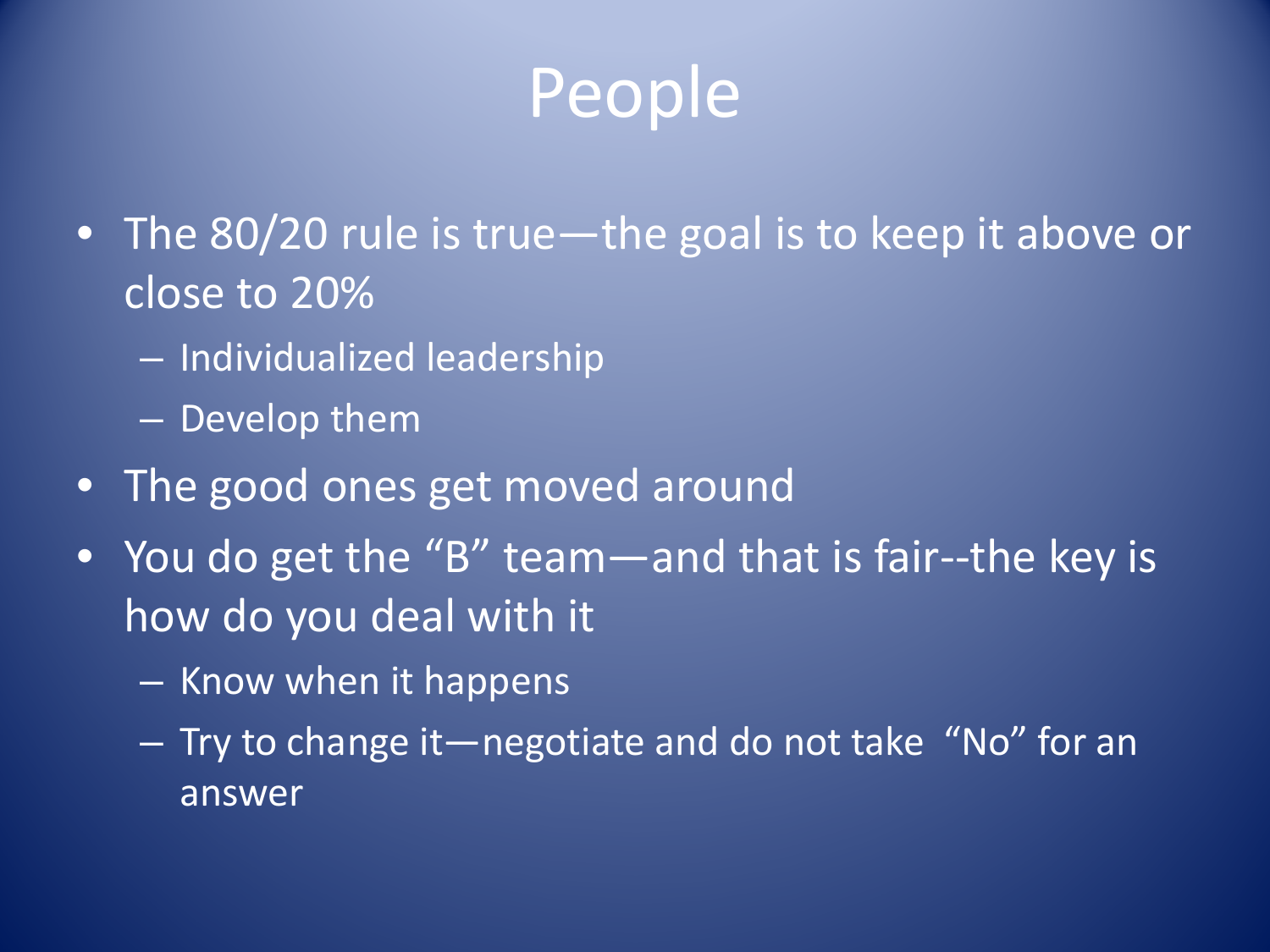# People

- The 80/20 rule is true—the goal is to keep it above or close to 20%
  - Individualized leadership
  - Develop them
- The good ones get moved around
- You do get the "B" team—and that is fair--the key is how do you deal with it
  - Know when it happens
  - Try to change it—negotiate and do not take "No" for an answer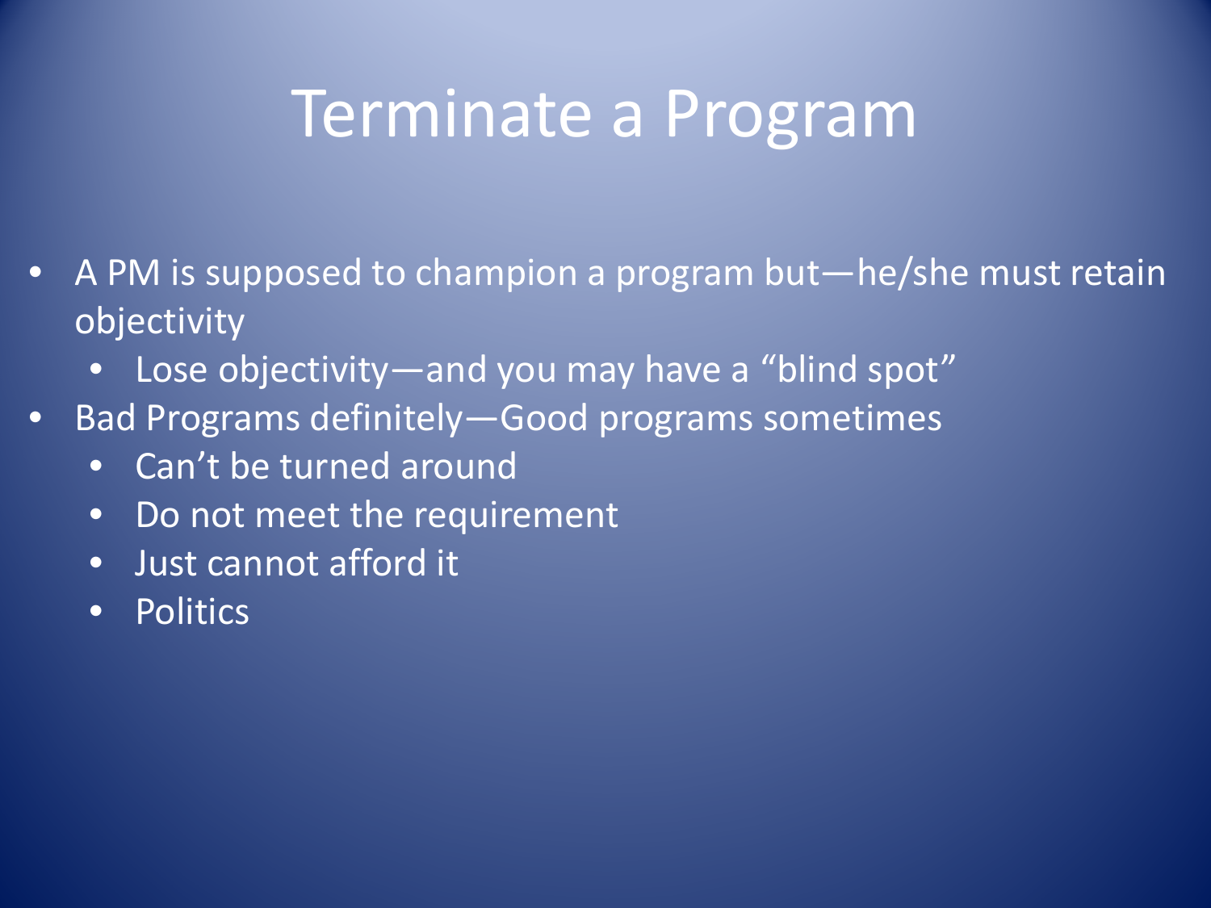# Terminate a Program

- A PM is supposed to champion a program but—he/she must retain objectivity
  - Lose objectivity—and you may have a “blind spot”
- Bad Programs definitely—Good programs sometimes
  - Can’t be turned around
  - Do not meet the requirement
  - Just cannot afford it
  - Politics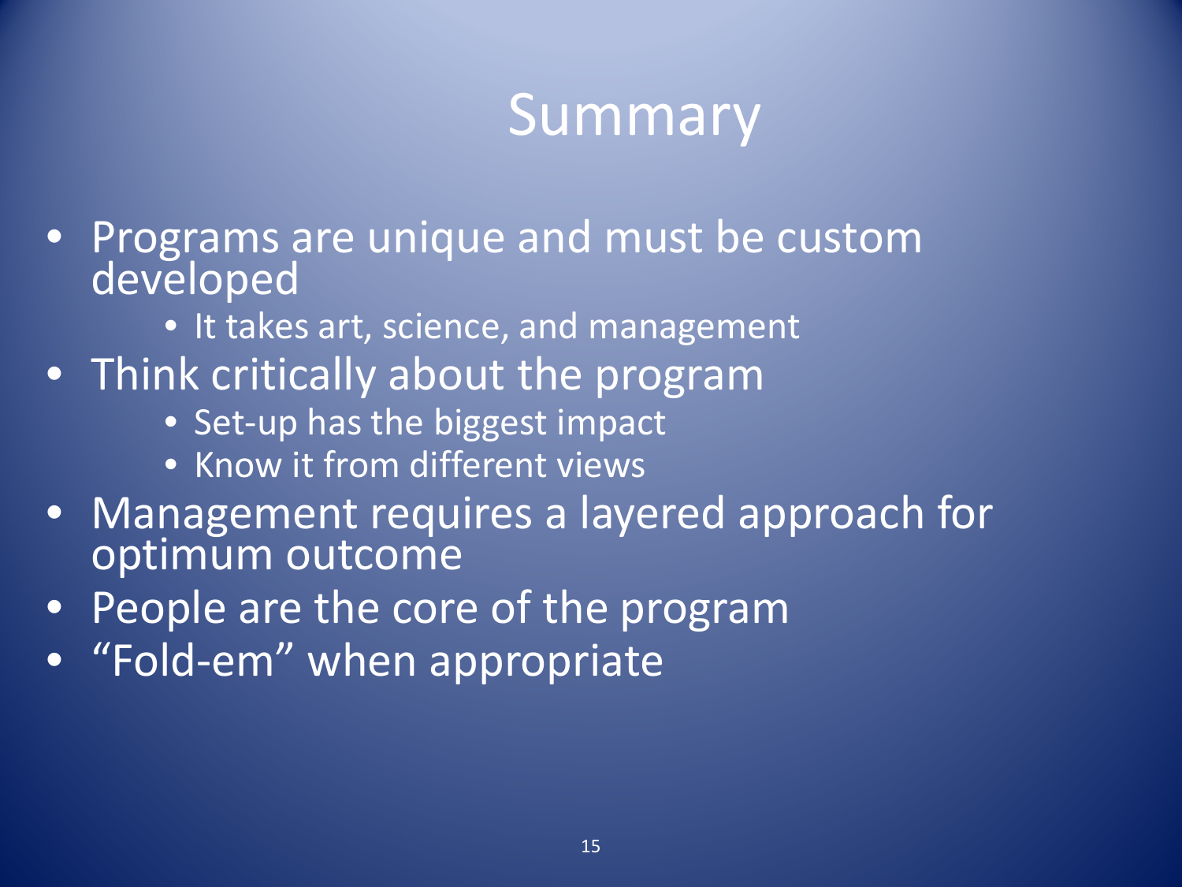# Summary

- Programs are unique and must be custom developed
    - It takes art, science, and management
- Think critically about the program
    - Set-up has the biggest impact
    - Know it from different views
- Management requires a layered approach for optimum outcome
- People are the core of the program
- “Fold-em” when appropriate